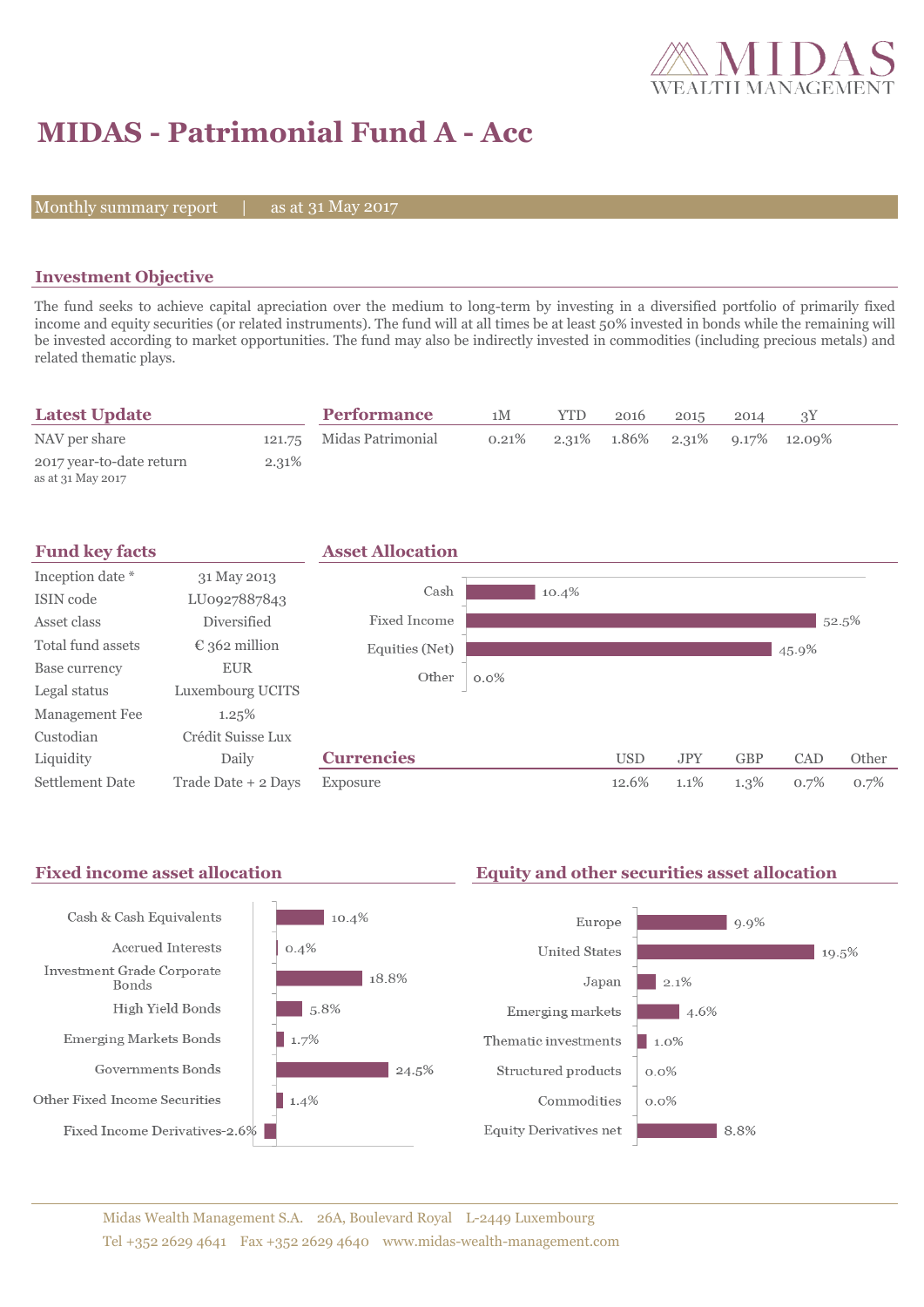# MIDAS - Patrimonial Fund A - Acc

Monthly summary report | as at 31 May 2017

## Investment Objective

The fund seeks to achieve capital apreciation over the medium to long-term by investing in a diversified portfolio of primarily fixed income and equity securities (or related instruments). The fund will at all times be at least 50% invested in bonds while the remaining will be invested according to market opportunities. The fund may also be indirectly invested in commodities (including precious metals) and related thematic plays.

## Latest Update

| | |
|---|---|
| NAV per share | 121.75 |
| 2017 year-to-date return<br>as at 31 May 2017 | 2.31% |

## Performance

| Performance | 1M | YTD | 2016 | 2015 | 2014 | 3Y |
|---|---|---|---|---|---|---|
| Midas Patrimonial | 0.21% | 2.31% | 1.86% | 2.31% | 9.17% | 12.09% |

## Fund key facts

| | |
|---|---|
| Inception date * | 31 May 2013 |
| ISIN code | LU0927887843 |
| Asset class | Diversified |
| Total fund assets | € 362 million |
| Base currency | EUR |
| Legal status | Luxembourg UCITS |
| Management Fee | 1.25% |
| Custodian | Crédit Suisse Lux |
| Liquidity | Daily |
| Settlement Date | Trade Date + 2 Days |

## Asset Allocation

| Asset | % |
|---|---|
| Cash | 10.4% |
| Fixed Income | 52.5% |
| Equities (Net) | 45.9% |
| Other | 0.0% |

## Currencies

| Currencies | USD | JPY | GBP | CAD | Other |
|---|---|---|---|---|---|
| Exposure | 12.6% | 1.1% | 1.3% | 0.7% | 0.7% |

## Fixed income asset allocation

| Category | % |
|---|---|
| Cash & Cash Equivalents | 10.4% |
| Accrued Interests | 0.4% |
| Investment Grade Corporate Bonds | 18.8% |
| High Yield Bonds | 5.8% |
| Emerging Markets Bonds | 1.7% |
| Governments Bonds | 24.5% |
| Other Fixed Income Securities | 1.4% |
| Fixed Income Derivatives | -2.6% |

## Equity and other securities asset allocation

| Category | % |
|---|---|
| Europe | 9.9% |
| United States | 19.5% |
| Japan | 2.1% |
| Emerging markets | 4.6% |
| Thematic investments | 1.0% |
| Structured products | 0.0% |
| Commodities | 0.0% |
| Equity Derivatives net | 8.8% |

Midas Wealth Management S.A. 26A, Boulevard Royal L-2449 Luxembourg
Tel +352 2629 4641 Fax +352 2629 4640 www.midas-wealth-management.com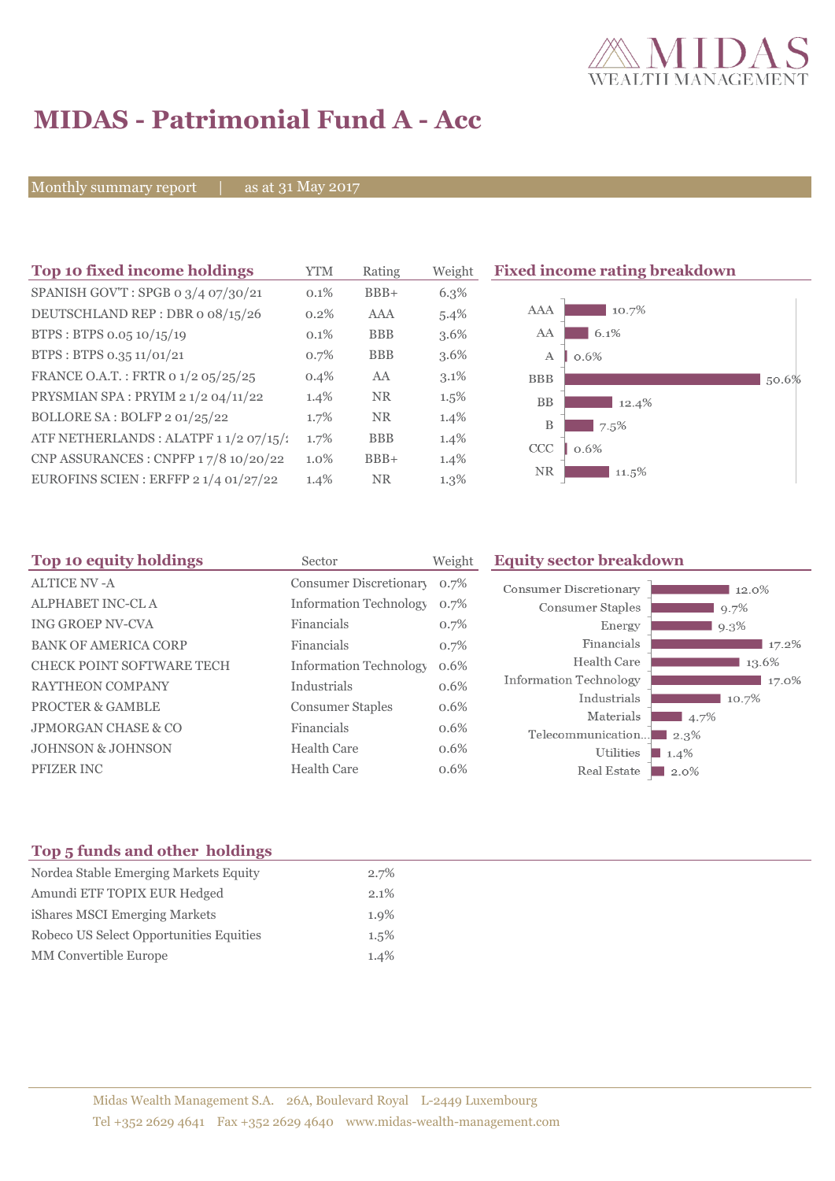# MIDAS - Patrimonial Fund A - Acc

Monthly summary report | as at 31 May 2017

## Top 10 fixed income holdings

| Top 10 fixed income holdings | YTM | Rating | Weight |
|---|---|---|---|
| SPANISH GOV'T : SPGB 0 3/4 07/30/21 | 0.1% | BBB+ | 6.3% |
| DEUTSCHLAND REP : DBR 0 08/15/26 | 0.2% | AAA | 5.4% |
| BTPS : BTPS 0.05 10/15/19 | 0.1% | BBB | 3.6% |
| BTPS : BTPS 0.35 11/01/21 | 0.7% | BBB | 3.6% |
| FRANCE O.A.T. : FRTR 0 1/2 05/25/25 | 0.4% | AA | 3.1% |
| PRYSMIAN SPA : PRYIM 2 1/2 04/11/22 | 1.4% | NR | 1.5% |
| BOLLORE SA : BOLFP 2 01/25/22 | 1.7% | NR | 1.4% |
| ATF NETHERLANDS : ALATPF 1 1/2 07/15/: | 1.7% | BBB | 1.4% |
| CNP ASSURANCES : CNPFP 1 7/8 10/20/22 | 1.0% | BBB+ | 1.4% |
| EUROFINS SCIEN : ERFFP 2 1/4 01/27/22 | 1.4% | NR | 1.3% |

## Fixed income rating breakdown

| Rating | Weight |
|---|---|
| AAA | 10.7% |
| AA | 6.1% |
| A | 0.6% |
| BBB | 50.6% |
| BB | 12.4% |
| B | 7.5% |
| CCC | 0.6% |
| NR | 11.5% |

## Top 10 equity holdings

| Top 10 equity holdings | Sector | Weight |
|---|---|---|
| ALTICE NV -A | Consumer Discretionary | 0.7% |
| ALPHABET INC-CL A | Information Technology | 0.7% |
| ING GROEP NV-CVA | Financials | 0.7% |
| BANK OF AMERICA CORP | Financials | 0.7% |
| CHECK POINT SOFTWARE TECH | Information Technology | 0.6% |
| RAYTHEON COMPANY | Industrials | 0.6% |
| PROCTER & GAMBLE | Consumer Staples | 0.6% |
| JPMORGAN CHASE & CO | Financials | 0.6% |
| JOHNSON & JOHNSON | Health Care | 0.6% |
| PFIZER INC | Health Care | 0.6% |

## Equity sector breakdown

| Sector | Weight |
|---|---|
| Consumer Discretionary | 12.0% |
| Consumer Staples | 9.7% |
| Energy | 9.3% |
| Financials | 17.2% |
| Health Care | 13.6% |
| Information Technology | 17.0% |
| Industrials | 10.7% |
| Materials | 4.7% |
| Telecommunication... | 2.3% |
| Utilities | 1.4% |
| Real Estate | 2.0% |

## Top 5 funds and other holdings

| Top 5 funds and other holdings | |
|---|---|
| Nordea Stable Emerging Markets Equity | 2.7% |
| Amundi ETF TOPIX EUR Hedged | 2.1% |
| iShares MSCI Emerging Markets | 1.9% |
| Robeco US Select Opportunities Equities | 1.5% |
| MM Convertible Europe | 1.4% |

Midas Wealth Management S.A. 26A, Boulevard Royal L-2449 Luxembourg
Tel +352 2629 4641 Fax +352 2629 4640 www.midas-wealth-management.com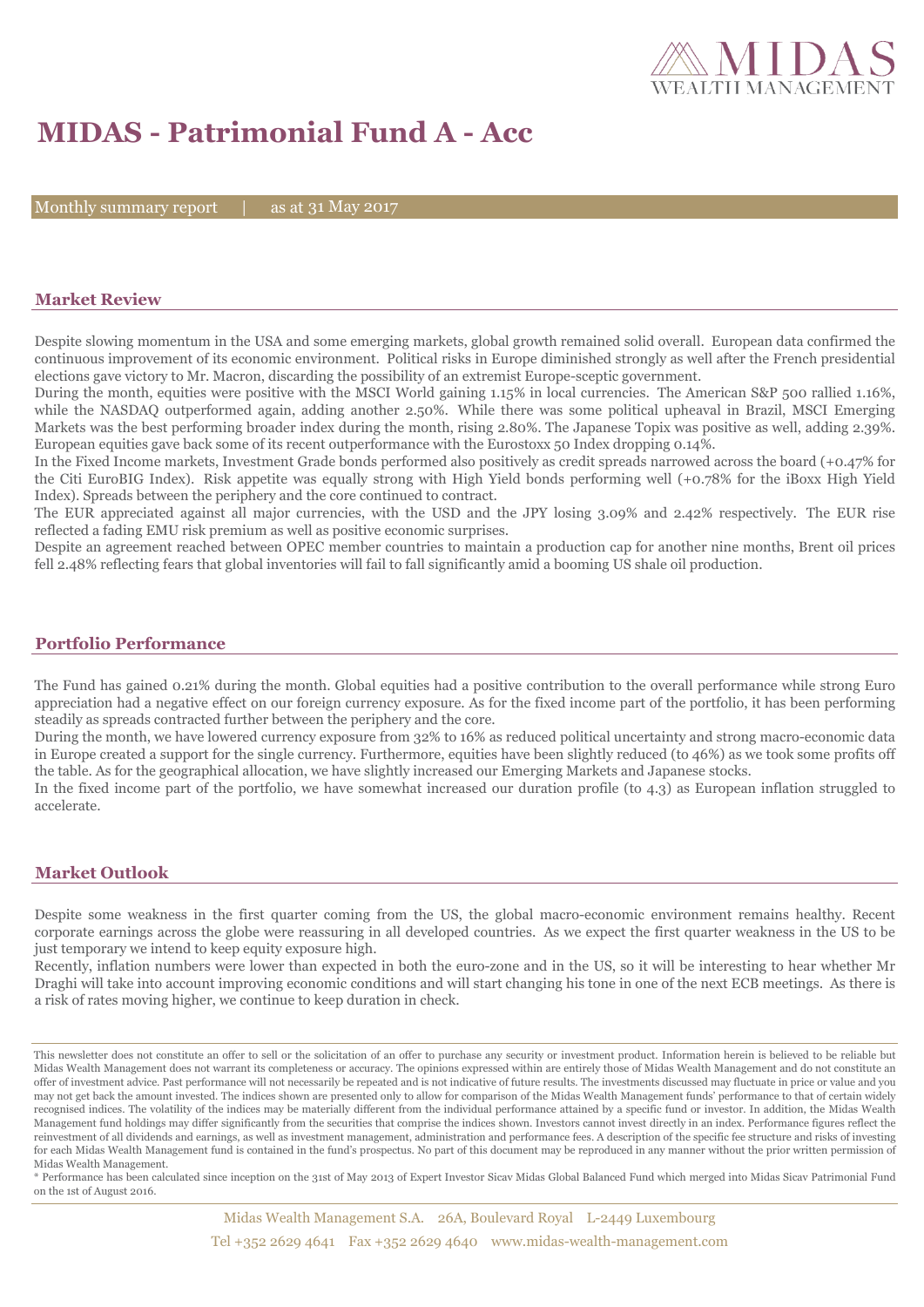# MIDAS - Patrimonial Fund A - Acc

Monthly summary report | as at 31 May 2017

## Market Review

Despite slowing momentum in the USA and some emerging markets, global growth remained solid overall. European data confirmed the continuous improvement of its economic environment. Political risks in Europe diminished strongly as well after the French presidential elections gave victory to Mr. Macron, discarding the possibility of an extremist Europe-sceptic government.

During the month, equities were positive with the MSCI World gaining 1.15% in local currencies. The American S&P 500 rallied 1.16%, while the NASDAQ outperformed again, adding another 2.50%. While there was some political upheaval in Brazil, MSCI Emerging Markets was the best performing broader index during the month, rising 2.80%. The Japanese Topix was positive as well, adding 2.39%. European equities gave back some of its recent outperformance with the Eurostoxx 50 Index dropping 0.14%.

In the Fixed Income markets, Investment Grade bonds performed also positively as credit spreads narrowed across the board (+0.47% for the Citi EuroBIG Index). Risk appetite was equally strong with High Yield bonds performing well (+0.78% for the iBoxx High Yield Index). Spreads between the periphery and the core continued to contract.

The EUR appreciated against all major currencies, with the USD and the JPY losing 3.09% and 2.42% respectively. The EUR rise reflected a fading EMU risk premium as well as positive economic surprises.

Despite an agreement reached between OPEC member countries to maintain a production cap for another nine months, Brent oil prices fell 2.48% reflecting fears that global inventories will fail to fall significantly amid a booming US shale oil production.

## Portfolio Performance

The Fund has gained 0.21% during the month. Global equities had a positive contribution to the overall performance while strong Euro appreciation had a negative effect on our foreign currency exposure. As for the fixed income part of the portfolio, it has been performing steadily as spreads contracted further between the periphery and the core.

During the month, we have lowered currency exposure from 32% to 16% as reduced political uncertainty and strong macro-economic data in Europe created a support for the single currency. Furthermore, equities have been slightly reduced (to 46%) as we took some profits off the table. As for the geographical allocation, we have slightly increased our Emerging Markets and Japanese stocks.

In the fixed income part of the portfolio, we have somewhat increased our duration profile (to 4.3) as European inflation struggled to accelerate.

## Market Outlook

Despite some weakness in the first quarter coming from the US, the global macro-economic environment remains healthy. Recent corporate earnings across the globe were reassuring in all developed countries. As we expect the first quarter weakness in the US to be just temporary we intend to keep equity exposure high.

Recently, inflation numbers were lower than expected in both the euro-zone and in the US, so it will be interesting to hear whether Mr Draghi will take into account improving economic conditions and will start changing his tone in one of the next ECB meetings. As there is a risk of rates moving higher, we continue to keep duration in check.

This newsletter does not constitute an offer to sell or the solicitation of an offer to purchase any security or investment product. Information herein is believed to be reliable but Midas Wealth Management does not warrant its completeness or accuracy. The opinions expressed within are entirely those of Midas Wealth Management and do not constitute an offer of investment advice. Past performance will not necessarily be repeated and is not indicative of future results. The investments discussed may fluctuate in price or value and you may not get back the amount invested. The indices shown are presented only to allow for comparison of the Midas Wealth Management funds' performance to that of certain widely recognised indices. The volatility of the indices may be materially different from the individual performance attained by a specific fund or investor. In addition, the Midas Wealth Management fund holdings may differ significantly from the securities that comprise the indices shown. Investors cannot invest directly in an index. Performance figures reflect the reinvestment of all dividends and earnings, as well as investment management, administration and performance fees. A description of the specific fee structure and risks of investing for each Midas Wealth Management fund is contained in the fund's prospectus. No part of this document may be reproduced in any manner without the prior written permission of Midas Wealth Management.

* Performance has been calculated since inception on the 31st of May 2013 of Expert Investor Sicav Midas Global Balanced Fund which merged into Midas Sicav Patrimonial Fund on the 1st of August 2016.

Midas Wealth Management S.A. 26A, Boulevard Royal L-2449 Luxembourg
Tel +352 2629 4641 Fax +352 2629 4640 www.midas-wealth-management.com